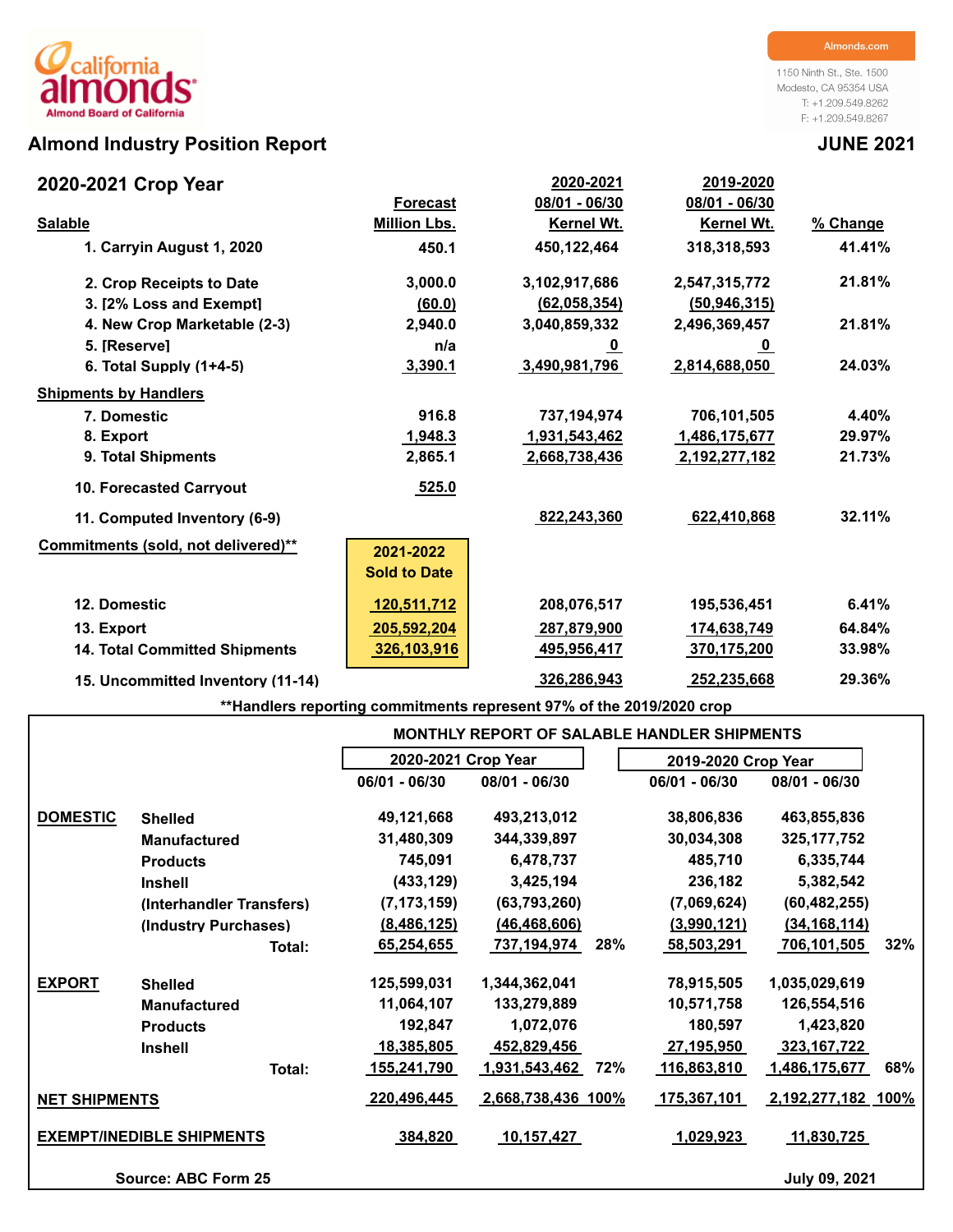california almonds
Almond Board of California

Almonds.com
1150 Ninth St., Ste. 1500
Modesto, CA 95354 USA
T: +1.209.549.8262
F: +1.209.549.8267

# Almond Industry Position Report

**JUNE 2021**

## 2020-2021 Crop Year

| Salable | Forecast Million Lbs. | 2020-2021 08/01 - 06/30 Kernel Wt. | 2019-2020 08/01 - 06/30 Kernel Wt. | % Change |
|---|---|---|---|---|
| 1. Carryin August 1, 2020 | 450.1 | 450,122,464 | 318,318,593 | 41.41% |
| 2. Crop Receipts to Date | 3,000.0 | 3,102,917,686 | 2,547,315,772 | 21.81% |
| 3. [2% Loss and Exempt] | (60.0) | (62,058,354) | (50,946,315) | |
| 4. New Crop Marketable (2-3) | 2,940.0 | 3,040,859,332 | 2,496,369,457 | 21.81% |
| 5. [Reserve] | n/a | 0 | 0 | |
| 6. Total Supply (1+4-5) | 3,390.1 | 3,490,981,796 | 2,814,688,050 | 24.03% |
| **Shipments by Handlers** | | | | |
| 7. Domestic | 916.8 | 737,194,974 | 706,101,505 | 4.40% |
| 8. Export | 1,948.3 | 1,931,543,462 | 1,486,175,677 | 29.97% |
| 9. Total Shipments | 2,865.1 | 2,668,738,436 | 2,192,277,182 | 21.73% |
| 10. Forecasted Carryout | 525.0 | | | |
| 11. Computed Inventory (6-9) | | 822,243,360 | 622,410,868 | 32.11% |
| **Commitments (sold, not delivered)\*\*** | 2021-2022 Sold to Date | | | |
| 12. Domestic | 120,511,712 | 208,076,517 | 195,536,451 | 6.41% |
| 13. Export | 205,592,204 | 287,879,900 | 174,638,749 | 64.84% |
| 14. Total Committed Shipments | 326,103,916 | 495,956,417 | 370,175,200 | 33.98% |
| 15. Uncommitted Inventory (11-14) | | 326,286,943 | 252,235,668 | 29.36% |

\*\*Handlers reporting commitments represent 97% of the 2019/2020 crop

### MONTHLY REPORT OF SALABLE HANDLER SHIPMENTS

| | | 2020-2021 Crop Year | | | 2019-2020 Crop Year | | |
|---|---|---|---|---|---|---|---|
| | | 06/01 - 06/30 | 08/01 - 06/30 | | 06/01 - 06/30 | 08/01 - 06/30 | |
| **DOMESTIC** | Shelled | 49,121,668 | 493,213,012 | | 38,806,836 | 463,855,836 | |
| | Manufactured | 31,480,309 | 344,339,897 | | 30,034,308 | 325,177,752 | |
| | Products | 745,091 | 6,478,737 | | 485,710 | 6,335,744 | |
| | Inshell | (433,129) | 3,425,194 | | 236,182 | 5,382,542 | |
| | (Interhandler Transfers) | (7,173,159) | (63,793,260) | | (7,069,624) | (60,482,255) | |
| | (Industry Purchases) | (8,486,125) | (46,468,606) | | (3,990,121) | (34,168,114) | |
| | Total: | 65,254,655 | 737,194,974 | 28% | 58,503,291 | 706,101,505 | 32% |
| **EXPORT** | Shelled | 125,599,031 | 1,344,362,041 | | 78,915,505 | 1,035,029,619 | |
| | Manufactured | 11,064,107 | 133,279,889 | | 10,571,758 | 126,554,516 | |
| | Products | 192,847 | 1,072,076 | | 180,597 | 1,423,820 | |
| | Inshell | 18,385,805 | 452,829,456 | | 27,195,950 | 323,167,722 | |
| | Total: | 155,241,790 | 1,931,543,462 | 72% | 116,863,810 | 1,486,175,677 | 68% |
| **NET SHIPMENTS** | | 220,496,445 | 2,668,738,436 | 100% | 175,367,101 | 2,192,277,182 | 100% |
| **EXEMPT/INEDIBLE SHIPMENTS** | | 384,820 | 10,157,427 | | 1,029,923 | 11,830,725 | |

Source: ABC Form 25

July 09, 2021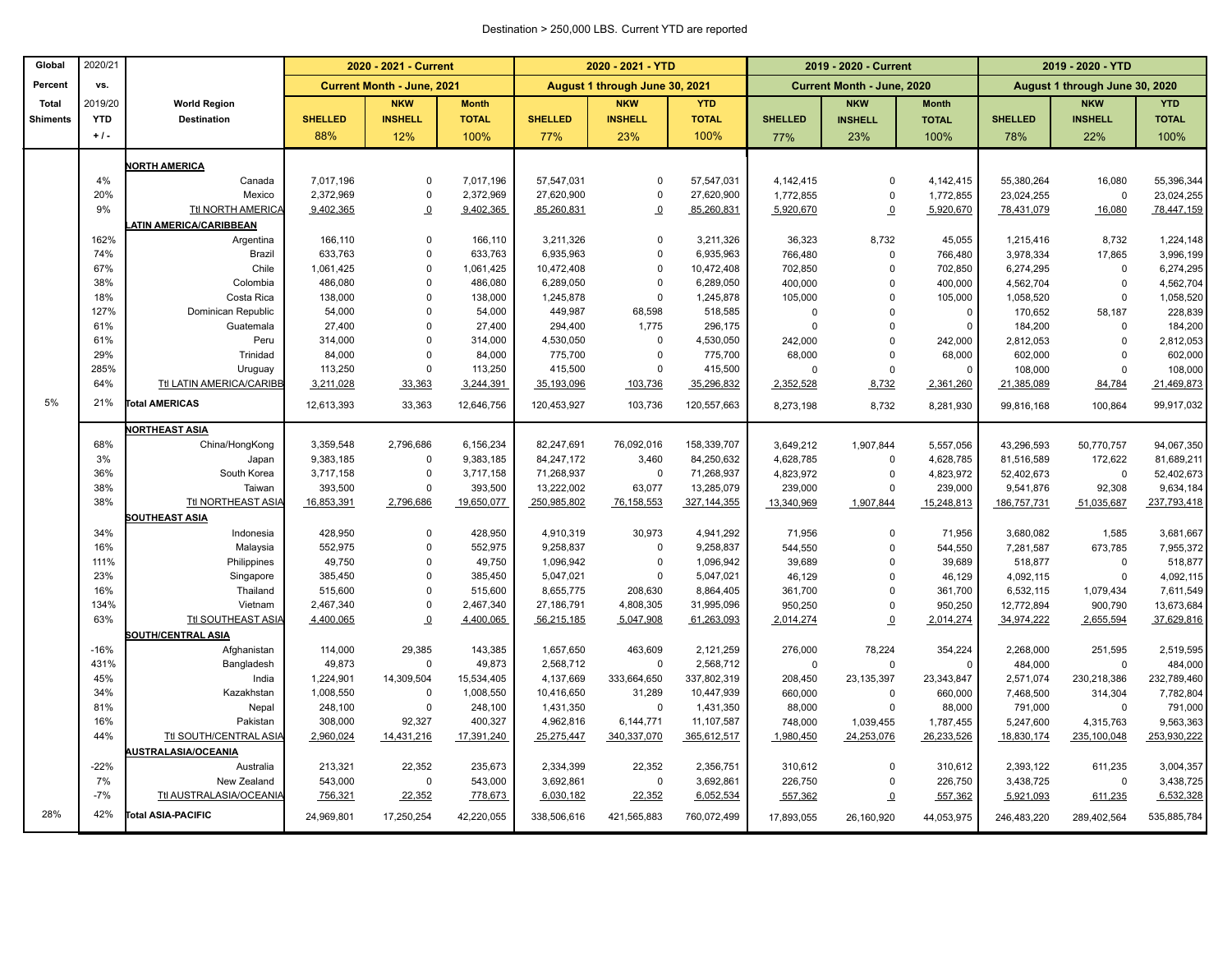Destination > 250,000 LBS. Current YTD are reported

| Global Percent Total Shiments | 2020/21 vs. 2019/20 YTD + / - | World Region Destination | 2020 - 2021 - Current | | | 2020 - 2021 - YTD | | | 2019 - 2020 - Current | | | 2019 - 2020 - YTD | | |
|---|---|---|---|---|---|---|---|---|---|---|---|---|---|---|
| | | | Current Month - June, 2021 | | | August 1 through June 30, 2021 | | | Current Month - June, 2020 | | | August 1 through June 30, 2020 | | |
| | | | SHELLED 88% | NKW INSHELL 12% | Month TOTAL 100% | SHELLED 77% | NKW INSHELL 23% | YTD TOTAL 100% | SHELLED 77% | NKW INSHELL 23% | Month TOTAL 100% | SHELLED 78% | NKW INSHELL 22% | YTD TOTAL 100% |
| | | **NORTH AMERICA** | | | | | | | | | | | | |
| | 4% | Canada | 7,017,196 | 0 | 7,017,196 | 57,547,031 | 0 | 57,547,031 | 4,142,415 | 0 | 4,142,415 | 55,380,264 | 16,080 | 55,396,344 |
| | 20% | Mexico | 2,372,969 | 0 | 2,372,969 | 27,620,900 | 0 | 27,620,900 | 1,772,855 | 0 | 1,772,855 | 23,024,255 | 0 | 23,024,255 |
| | 9% | Ttl NORTH AMERICA | 9,402,365 | 0 | 9,402,365 | 85,260,831 | 0 | 85,260,831 | 5,920,670 | 0 | 5,920,670 | 78,431,079 | 16,080 | 78,447,159 |
| | | **LATIN AMERICA/CARIBBEAN** | | | | | | | | | | | | |
| | 162% | Argentina | 166,110 | 0 | 166,110 | 3,211,326 | 0 | 3,211,326 | 36,323 | 8,732 | 45,055 | 1,215,416 | 8,732 | 1,224,148 |
| | 74% | Brazil | 633,763 | 0 | 633,763 | 6,935,963 | 0 | 6,935,963 | 766,480 | 0 | 766,480 | 3,978,334 | 17,865 | 3,996,199 |
| | 67% | Chile | 1,061,425 | 0 | 1,061,425 | 10,472,408 | 0 | 10,472,408 | 702,850 | 0 | 702,850 | 6,274,295 | 0 | 6,274,295 |
| | 38% | Colombia | 486,080 | 0 | 486,080 | 6,289,050 | 0 | 6,289,050 | 400,000 | 0 | 400,000 | 4,562,704 | 0 | 4,562,704 |
| | 18% | Costa Rica | 138,000 | 0 | 138,000 | 1,245,878 | 0 | 1,245,878 | 105,000 | 0 | 105,000 | 1,058,520 | 0 | 1,058,520 |
| | 127% | Dominican Republic | 54,000 | 0 | 54,000 | 449,987 | 68,598 | 518,585 | 0 | 0 | 0 | 170,652 | 58,187 | 228,839 |
| | 61% | Guatemala | 27,400 | 0 | 27,400 | 294,400 | 1,775 | 296,175 | 0 | 0 | 0 | 184,200 | 0 | 184,200 |
| | 61% | Peru | 314,000 | 0 | 314,000 | 4,530,050 | 0 | 4,530,050 | 242,000 | 0 | 242,000 | 2,812,053 | 0 | 2,812,053 |
| | 29% | Trinidad | 84,000 | 0 | 84,000 | 775,700 | 0 | 775,700 | 68,000 | 0 | 68,000 | 602,000 | 0 | 602,000 |
| | 285% | Uruguay | 113,250 | 0 | 113,250 | 415,500 | 0 | 415,500 | 0 | 0 | 0 | 108,000 | 0 | 108,000 |
| | 64% | Ttl LATIN AMERICA/CARIBB | 3,211,028 | 33,363 | 3,244,391 | 35,193,096 | 103,736 | 35,296,832 | 2,352,528 | 8,732 | 2,361,260 | 21,385,089 | 84,784 | 21,469,873 |
| 5% | 21% | **Total AMERICAS** | 12,613,393 | 33,363 | 12,646,756 | 120,453,927 | 103,736 | 120,557,663 | 8,273,198 | 8,732 | 8,281,930 | 99,816,168 | 100,864 | 99,917,032 |
| | | **NORTHEAST ASIA** | | | | | | | | | | | | |
| | 68% | China/HongKong | 3,359,548 | 2,796,686 | 6,156,234 | 82,247,691 | 76,092,016 | 158,339,707 | 3,649,212 | 1,907,844 | 5,557,056 | 43,296,593 | 50,770,757 | 94,067,350 |
| | 3% | Japan | 9,383,185 | 0 | 9,383,185 | 84,247,172 | 3,460 | 84,250,632 | 4,628,785 | 0 | 4,628,785 | 81,516,589 | 172,622 | 81,689,211 |
| | 36% | South Korea | 3,717,158 | 0 | 3,717,158 | 71,268,937 | 0 | 71,268,937 | 4,823,972 | 0 | 4,823,972 | 52,402,673 | 0 | 52,402,673 |
| | 38% | Taiwan | 393,500 | 0 | 393,500 | 13,222,002 | 63,077 | 13,285,079 | 239,000 | 0 | 239,000 | 9,541,876 | 92,308 | 9,634,184 |
| | 38% | Ttl NORTHEAST ASIA | 16,853,391 | 2,796,686 | 19,650,077 | 250,985,802 | 76,158,553 | 327,144,355 | 13,340,969 | 1,907,844 | 15,248,813 | 186,757,731 | 51,035,687 | 237,793,418 |
| | | **SOUTHEAST ASIA** | | | | | | | | | | | | |
| | 34% | Indonesia | 428,950 | 0 | 428,950 | 4,910,319 | 30,973 | 4,941,292 | 71,956 | 0 | 71,956 | 3,680,082 | 1,585 | 3,681,667 |
| | 16% | Malaysia | 552,975 | 0 | 552,975 | 9,258,837 | 0 | 9,258,837 | 544,550 | 0 | 544,550 | 7,281,587 | 673,785 | 7,955,372 |
| | 111% | Philippines | 49,750 | 0 | 49,750 | 1,096,942 | 0 | 1,096,942 | 39,689 | 0 | 39,689 | 518,877 | 0 | 518,877 |
| | 23% | Singapore | 385,450 | 0 | 385,450 | 5,047,021 | 0 | 5,047,021 | 46,129 | 0 | 46,129 | 4,092,115 | 0 | 4,092,115 |
| | 16% | Thailand | 515,600 | 0 | 515,600 | 8,655,775 | 208,630 | 8,864,405 | 361,700 | 0 | 361,700 | 6,532,115 | 1,079,434 | 7,611,549 |
| | 134% | Vietnam | 2,467,340 | 0 | 2,467,340 | 27,186,791 | 4,808,305 | 31,995,096 | 950,250 | 0 | 950,250 | 12,772,894 | 900,790 | 13,673,684 |
| | 63% | Ttl SOUTHEAST ASIA | 4,400,065 | 0 | 4,400,065 | 56,215,185 | 5,047,908 | 61,263,093 | 2,014,274 | 0 | 2,014,274 | 34,974,222 | 2,655,594 | 37,629,816 |
| | | **SOUTH/CENTRAL ASIA** | | | | | | | | | | | | |
| | -16% | Afghanistan | 114,000 | 29,385 | 143,385 | 1,657,650 | 463,609 | 2,121,259 | 276,000 | 78,224 | 354,224 | 2,268,000 | 251,595 | 2,519,595 |
| | 431% | Bangladesh | 49,873 | 0 | 49,873 | 2,568,712 | 0 | 2,568,712 | 0 | 0 | 0 | 484,000 | 0 | 484,000 |
| | 45% | India | 1,224,901 | 14,309,504 | 15,534,405 | 4,137,669 | 333,664,650 | 337,802,319 | 208,450 | 23,135,397 | 23,343,847 | 2,571,074 | 230,218,386 | 232,789,460 |
| | 34% | Kazakhstan | 1,008,550 | 0 | 1,008,550 | 10,416,650 | 31,289 | 10,447,939 | 660,000 | 0 | 660,000 | 7,468,500 | 314,304 | 7,782,804 |
| | 81% | Nepal | 248,100 | 0 | 248,100 | 1,431,350 | 0 | 1,431,350 | 88,000 | 0 | 88,000 | 791,000 | 0 | 791,000 |
| | 16% | Pakistan | 308,000 | 92,327 | 400,327 | 4,962,816 | 6,144,771 | 11,107,587 | 748,000 | 1,039,455 | 1,787,455 | 5,247,600 | 4,315,763 | 9,563,363 |
| | 44% | Ttl SOUTH/CENTRAL ASIA | 2,960,024 | 14,431,216 | 17,391,240 | 25,275,447 | 340,337,070 | 365,612,517 | 1,980,450 | 24,253,076 | 26,233,526 | 18,830,174 | 235,100,048 | 253,930,222 |
| | | **AUSTRALASIA/OCEANIA** | | | | | | | | | | | | |
| | -22% | Australia | 213,321 | 22,352 | 235,673 | 2,334,399 | 22,352 | 2,356,751 | 310,612 | 0 | 310,612 | 2,393,122 | 611,235 | 3,004,357 |
| | 7% | New Zealand | 543,000 | 0 | 543,000 | 3,692,861 | 0 | 3,692,861 | 226,750 | 0 | 226,750 | 3,438,725 | 0 | 3,438,725 |
| | -7% | Ttl AUSTRALASIA/OCEANIA | 756,321 | 22,352 | 778,673 | 6,030,182 | 22,352 | 6,052,534 | 557,362 | 0 | 557,362 | 5,921,093 | 611,235 | 6,532,328 |
| 28% | 42% | **Total ASIA-PACIFIC** | 24,969,801 | 17,250,254 | 42,220,055 | 338,506,616 | 421,565,883 | 760,072,499 | 17,893,055 | 26,160,920 | 44,053,975 | 246,483,220 | 289,402,564 | 535,885,784 |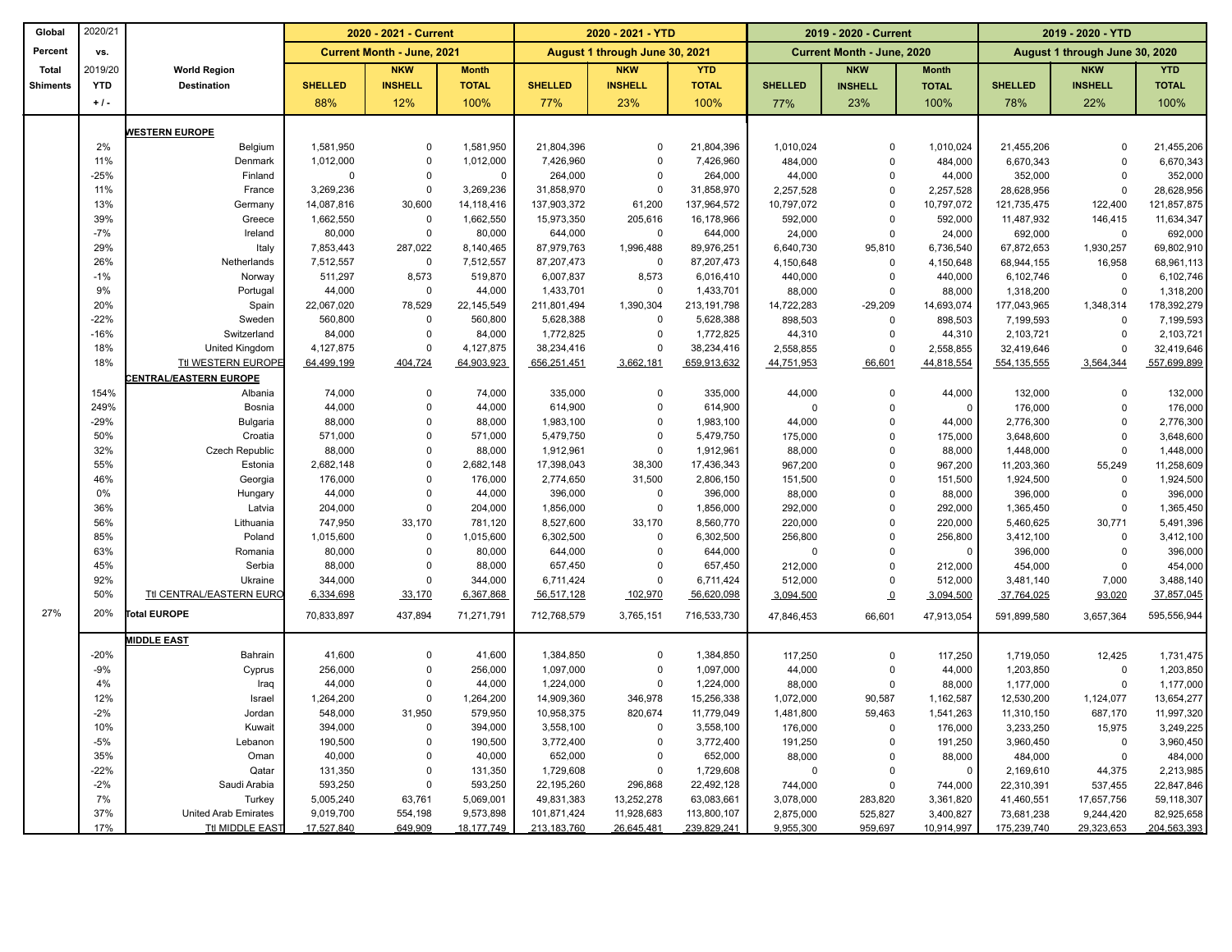| Global Percent Total Shiments | 2020/21 vs. 2019/20 YTD + / - | World Region Destination | 2020 - 2021 - Current | | | 2020 - 2021 - YTD | | | 2019 - 2020 - Current | | | 2019 - 2020 - YTD | | |
|---|---|---|---|---|---|---|---|---|---|---|---|---|---|---|
| | | | Current Month - June, 2021 | | | August 1 through June 30, 2021 | | | Current Month - June, 2020 | | | August 1 through June 30, 2020 | | |
| | | | SHELLED | NKW INSHELL | Month TOTAL | SHELLED | NKW INSHELL | YTD TOTAL | SHELLED | NKW INSHELL | Month TOTAL | SHELLED | NKW INSHELL | YTD TOTAL |
| | | | 88% | 12% | 100% | 77% | 23% | 100% | 77% | 23% | 100% | 78% | 22% | 100% |
| | | **WESTERN EUROPE** | | | | | | | | | | | | |
| | 2% | Belgium | 1,581,950 | 0 | 1,581,950 | 21,804,396 | 0 | 21,804,396 | 1,010,024 | 0 | 1,010,024 | 21,455,206 | 0 | 21,455,206 |
| | 11% | Denmark | 1,012,000 | 0 | 1,012,000 | 7,426,960 | 0 | 7,426,960 | 484,000 | 0 | 484,000 | 6,670,343 | 0 | 6,670,343 |
| | -25% | Finland | 0 | 0 | 0 | 264,000 | 0 | 264,000 | 44,000 | 0 | 44,000 | 352,000 | 0 | 352,000 |
| | 11% | France | 3,269,236 | 0 | 3,269,236 | 31,858,970 | 0 | 31,858,970 | 2,257,528 | 0 | 2,257,528 | 28,628,956 | 0 | 28,628,956 |
| | 13% | Germany | 14,087,816 | 30,600 | 14,118,416 | 137,903,372 | 61,200 | 137,964,572 | 10,797,072 | 0 | 10,797,072 | 121,735,475 | 122,400 | 121,857,875 |
| | 39% | Greece | 1,662,550 | 0 | 1,662,550 | 15,973,350 | 205,616 | 16,178,966 | 592,000 | 0 | 592,000 | 11,487,932 | 146,415 | 11,634,347 |
| | -7% | Ireland | 80,000 | 0 | 80,000 | 644,000 | 0 | 644,000 | 24,000 | 0 | 24,000 | 692,000 | 0 | 692,000 |
| | 29% | Italy | 7,853,443 | 287,022 | 8,140,465 | 87,979,763 | 1,996,488 | 89,976,251 | 6,640,730 | 95,810 | 6,736,540 | 67,872,653 | 1,930,257 | 69,802,910 |
| | 26% | Netherlands | 7,512,557 | 0 | 7,512,557 | 87,207,473 | 0 | 87,207,473 | 4,150,648 | 0 | 4,150,648 | 68,944,155 | 16,958 | 68,961,113 |
| | -1% | Norway | 511,297 | 8,573 | 519,870 | 6,007,837 | 8,573 | 6,016,410 | 440,000 | 0 | 440,000 | 6,102,746 | 0 | 6,102,746 |
| | 9% | Portugal | 44,000 | 0 | 44,000 | 1,433,701 | 0 | 1,433,701 | 88,000 | 0 | 88,000 | 1,318,200 | 0 | 1,318,200 |
| | 20% | Spain | 22,067,020 | 78,529 | 22,145,549 | 211,801,494 | 1,390,304 | 213,191,798 | 14,722,283 | -29,209 | 14,693,074 | 177,043,965 | 1,348,314 | 178,392,279 |
| | -22% | Sweden | 560,800 | 0 | 560,800 | 5,628,388 | 0 | 5,628,388 | 898,503 | 0 | 898,503 | 7,199,593 | 0 | 7,199,593 |
| | -16% | Switzerland | 84,000 | 0 | 84,000 | 1,772,825 | 0 | 1,772,825 | 44,310 | 0 | 44,310 | 2,103,721 | 0 | 2,103,721 |
| | 18% | United Kingdom | 4,127,875 | 0 | 4,127,875 | 38,234,416 | 0 | 38,234,416 | 2,558,855 | 0 | 2,558,855 | 32,419,646 | 0 | 32,419,646 |
| | 18% | Ttl WESTERN EUROPE | 64,499,199 | 404,724 | 64,903,923 | 656,251,451 | 3,662,181 | 659,913,632 | 44,751,953 | 66,601 | 44,818,554 | 554,135,555 | 3,564,344 | 557,699,899 |
| | | **CENTRAL/EASTERN EUROPE** | | | | | | | | | | | | |
| | 154% | Albania | 74,000 | 0 | 74,000 | 335,000 | 0 | 335,000 | 44,000 | 0 | 44,000 | 132,000 | 0 | 132,000 |
| | 249% | Bosnia | 44,000 | 0 | 44,000 | 614,900 | 0 | 614,900 | 0 | 0 | 0 | 176,000 | 0 | 176,000 |
| | -29% | Bulgaria | 88,000 | 0 | 88,000 | 1,983,100 | 0 | 1,983,100 | 44,000 | 0 | 44,000 | 2,776,300 | 0 | 2,776,300 |
| | 50% | Croatia | 571,000 | 0 | 571,000 | 5,479,750 | 0 | 5,479,750 | 175,000 | 0 | 175,000 | 3,648,600 | 0 | 3,648,600 |
| | 32% | Czech Republic | 88,000 | 0 | 88,000 | 1,912,961 | 0 | 1,912,961 | 88,000 | 0 | 88,000 | 1,448,000 | 0 | 1,448,000 |
| | 55% | Estonia | 2,682,148 | 0 | 2,682,148 | 17,398,043 | 38,300 | 17,436,343 | 967,200 | 0 | 967,200 | 11,203,360 | 55,249 | 11,258,609 |
| | 46% | Georgia | 176,000 | 0 | 176,000 | 2,774,650 | 31,500 | 2,806,150 | 151,500 | 0 | 151,500 | 1,924,500 | 0 | 1,924,500 |
| | 0% | Hungary | 44,000 | 0 | 44,000 | 396,000 | 0 | 396,000 | 88,000 | 0 | 88,000 | 396,000 | 0 | 396,000 |
| | 36% | Latvia | 204,000 | 0 | 204,000 | 1,856,000 | 0 | 1,856,000 | 292,000 | 0 | 292,000 | 1,365,450 | 0 | 1,365,450 |
| | 56% | Lithuania | 747,950 | 33,170 | 781,120 | 8,527,600 | 33,170 | 8,560,770 | 220,000 | 0 | 220,000 | 5,460,625 | 30,771 | 5,491,396 |
| | 85% | Poland | 1,015,600 | 0 | 1,015,600 | 6,302,500 | 0 | 6,302,500 | 256,800 | 0 | 256,800 | 3,412,100 | 0 | 3,412,100 |
| | 63% | Romania | 80,000 | 0 | 80,000 | 644,000 | 0 | 644,000 | 0 | 0 | 0 | 396,000 | 0 | 396,000 |
| | 45% | Serbia | 88,000 | 0 | 88,000 | 657,450 | 0 | 657,450 | 212,000 | 0 | 212,000 | 454,000 | 0 | 454,000 |
| | 92% | Ukraine | 344,000 | 0 | 344,000 | 6,711,424 | 0 | 6,711,424 | 512,000 | 0 | 512,000 | 3,481,140 | 7,000 | 3,488,140 |
| | 50% | Ttl CENTRAL/EASTERN EURO | 6,334,698 | 33,170 | 6,367,868 | 56,517,128 | 102,970 | 56,620,098 | 3,094,500 | 0 | 3,094,500 | 37,764,025 | 93,020 | 37,857,045 |
| 27% | 20% | **Total EUROPE** | 70,833,897 | 437,894 | 71,271,791 | 712,768,579 | 3,765,151 | 716,533,730 | 47,846,453 | 66,601 | 47,913,054 | 591,899,580 | 3,657,364 | 595,556,944 |
| | | **MIDDLE EAST** | | | | | | | | | | | | |
| | -20% | Bahrain | 41,600 | 0 | 41,600 | 1,384,850 | 0 | 1,384,850 | 117,250 | 0 | 117,250 | 1,719,050 | 12,425 | 1,731,475 |
| | -9% | Cyprus | 256,000 | 0 | 256,000 | 1,097,000 | 0 | 1,097,000 | 44,000 | 0 | 44,000 | 1,203,850 | 0 | 1,203,850 |
| | 4% | Iraq | 44,000 | 0 | 44,000 | 1,224,000 | 0 | 1,224,000 | 88,000 | 0 | 88,000 | 1,177,000 | 0 | 1,177,000 |
| | 12% | Israel | 1,264,200 | 0 | 1,264,200 | 14,909,360 | 346,978 | 15,256,338 | 1,072,000 | 90,587 | 1,162,587 | 12,530,200 | 1,124,077 | 13,654,277 |
| | -2% | Jordan | 548,000 | 31,950 | 579,950 | 10,958,375 | 820,674 | 11,779,049 | 1,481,800 | 59,463 | 1,541,263 | 11,310,150 | 687,170 | 11,997,320 |
| | 10% | Kuwait | 394,000 | 0 | 394,000 | 3,558,100 | 0 | 3,558,100 | 176,000 | 0 | 176,000 | 3,233,250 | 15,975 | 3,249,225 |
| | -5% | Lebanon | 190,500 | 0 | 190,500 | 3,772,400 | 0 | 3,772,400 | 191,250 | 0 | 191,250 | 3,960,450 | 0 | 3,960,450 |
| | 35% | Oman | 40,000 | 0 | 40,000 | 652,000 | 0 | 652,000 | 88,000 | 0 | 88,000 | 484,000 | 0 | 484,000 |
| | -22% | Qatar | 131,350 | 0 | 131,350 | 1,729,608 | 0 | 1,729,608 | 0 | 0 | 0 | 2,169,610 | 44,375 | 2,213,985 |
| | -2% | Saudi Arabia | 593,250 | 0 | 593,250 | 22,195,260 | 296,868 | 22,492,128 | 744,000 | 0 | 744,000 | 22,310,391 | 537,455 | 22,847,846 |
| | 7% | Turkey | 5,005,240 | 63,761 | 5,069,001 | 49,831,383 | 13,252,278 | 63,083,661 | 3,078,000 | 283,820 | 3,361,820 | 41,460,551 | 17,657,756 | 59,118,307 |
| | 37% | United Arab Emirates | 9,019,700 | 554,198 | 9,573,898 | 101,871,424 | 11,928,683 | 113,800,107 | 2,875,000 | 525,827 | 3,400,827 | 73,681,238 | 9,244,420 | 82,925,658 |
| | 17% | Ttl MIDDLE EAST | 17,527,840 | 649,909 | 18,177,749 | 213,183,760 | 26,645,481 | 239,829,241 | 9,955,300 | 959,697 | 10,914,997 | 175,239,740 | 29,323,653 | 204,563,393 |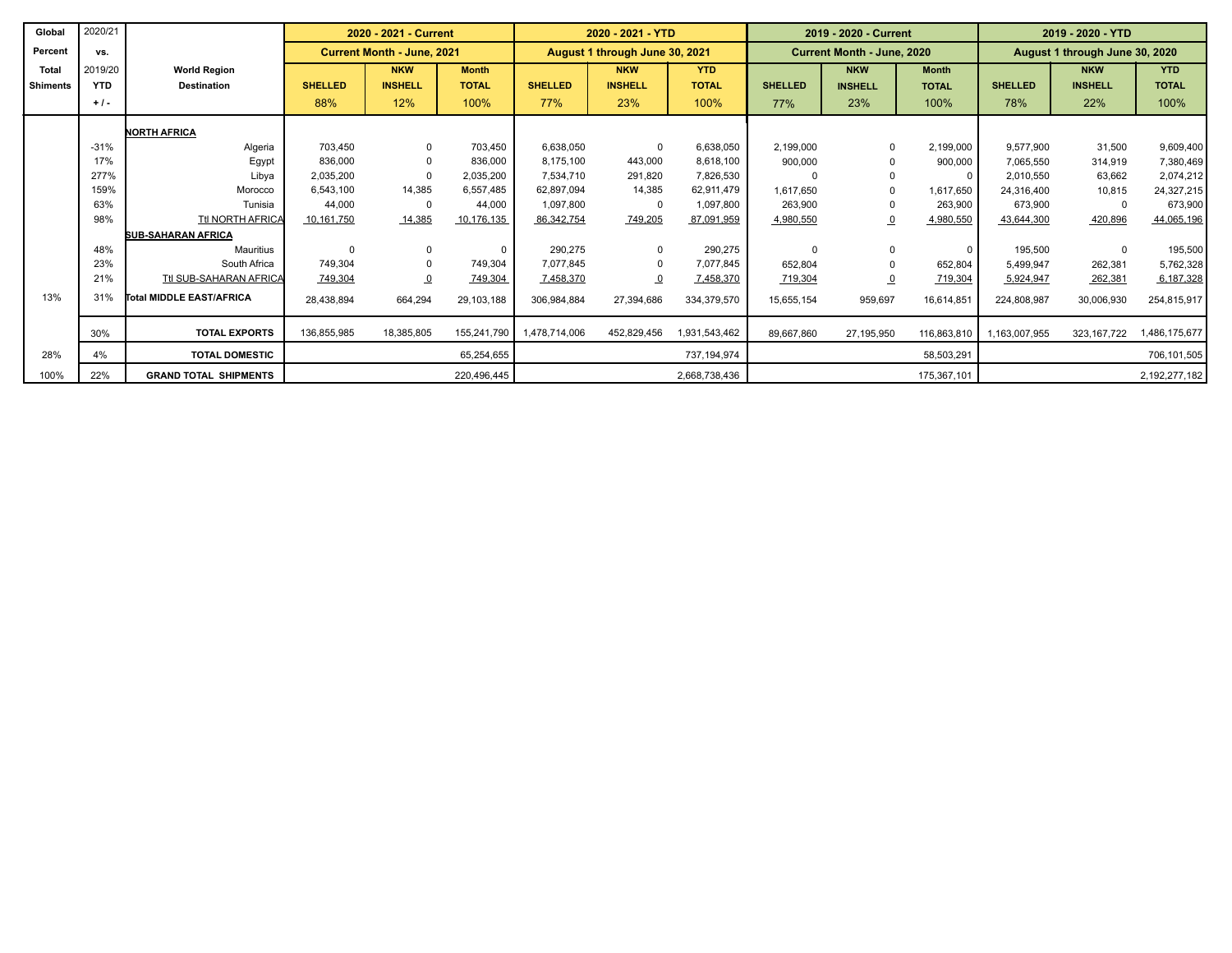| Global Percent Total Shiments | 2020/21 vs. 2019/20 YTD +/- | World Region Destination | 2020 - 2021 - Current | | | 2020 - 2021 - YTD | | | 2019 - 2020 - Current | | | 2019 - 2020 - YTD | | |
|---|---|---|---|---|---|---|---|---|---|---|---|---|---|---|
| | | | Current Month - June, 2021 | | | August 1 through June 30, 2021 | | | Current Month - June, 2020 | | | August 1 through June 30, 2020 | | |
| | | | SHELLED | NKW INSHELL | Month TOTAL | SHELLED | NKW INSHELL | YTD TOTAL | SHELLED | NKW INSHELL | Month TOTAL | SHELLED | NKW INSHELL | YTD TOTAL |
| | | | 88% | 12% | 100% | 77% | 23% | 100% | 77% | 23% | 100% | 78% | 22% | 100% |
| | | **NORTH AFRICA** | | | | | | | | | | | | |
| | -31% | Algeria | 703,450 | 0 | 703,450 | 6,638,050 | 0 | 6,638,050 | 2,199,000 | 0 | 2,199,000 | 9,577,900 | 31,500 | 9,609,400 |
| | 17% | Egypt | 836,000 | 0 | 836,000 | 8,175,100 | 443,000 | 8,618,100 | 900,000 | 0 | 900,000 | 7,065,550 | 314,919 | 7,380,469 |
| | 277% | Libya | 2,035,200 | 0 | 2,035,200 | 7,534,710 | 291,820 | 7,826,530 | 0 | 0 | 0 | 2,010,550 | 63,662 | 2,074,212 |
| | 159% | Morocco | 6,543,100 | 14,385 | 6,557,485 | 62,897,094 | 14,385 | 62,911,479 | 1,617,650 | 0 | 1,617,650 | 24,316,400 | 10,815 | 24,327,215 |
| | 63% | Tunisia | 44,000 | 0 | 44,000 | 1,097,800 | 0 | 1,097,800 | 263,900 | 0 | 263,900 | 673,900 | 0 | 673,900 |
| | 98% | Ttl NORTH AFRICA | 10,161,750 | 14,385 | 10,176,135 | 86,342,754 | 749,205 | 87,091,959 | 4,980,550 | 0 | 4,980,550 | 43,644,300 | 420,896 | 44,065,196 |
| | | **SUB-SAHARAN AFRICA** | | | | | | | | | | | | |
| | 48% | Mauritius | 0 | 0 | 0 | 290,275 | 0 | 290,275 | 0 | 0 | 0 | 195,500 | 0 | 195,500 |
| | 23% | South Africa | 749,304 | 0 | 749,304 | 7,077,845 | 0 | 7,077,845 | 652,804 | 0 | 652,804 | 5,499,947 | 262,381 | 5,762,328 |
| | 21% | Ttl SUB-SAHARAN AFRICA | 749,304 | 0 | 749,304 | 7,458,370 | 0 | 7,458,370 | 719,304 | 0 | 719,304 | 5,924,947 | 262,381 | 6,187,328 |
| 13% | 31% | **Total MIDDLE EAST/AFRICA** | 28,438,894 | 664,294 | 29,103,188 | 306,984,884 | 27,394,686 | 334,379,570 | 15,655,154 | 959,697 | 16,614,851 | 224,808,987 | 30,006,930 | 254,815,917 |
| | 30% | **TOTAL EXPORTS** | 136,855,985 | 18,385,805 | 155,241,790 | 1,478,714,006 | 452,829,456 | 1,931,543,462 | 89,667,860 | 27,195,950 | 116,863,810 | 1,163,007,955 | 323,167,722 | 1,486,175,677 |
| 28% | 4% | **TOTAL DOMESTIC** | | | 65,254,655 | | | 737,194,974 | | | 58,503,291 | | | 706,101,505 |
| 100% | 22% | **GRAND TOTAL SHIPMENTS** | | | 220,496,445 | | | 2,668,738,436 | | | 175,367,101 | | | 2,192,277,182 |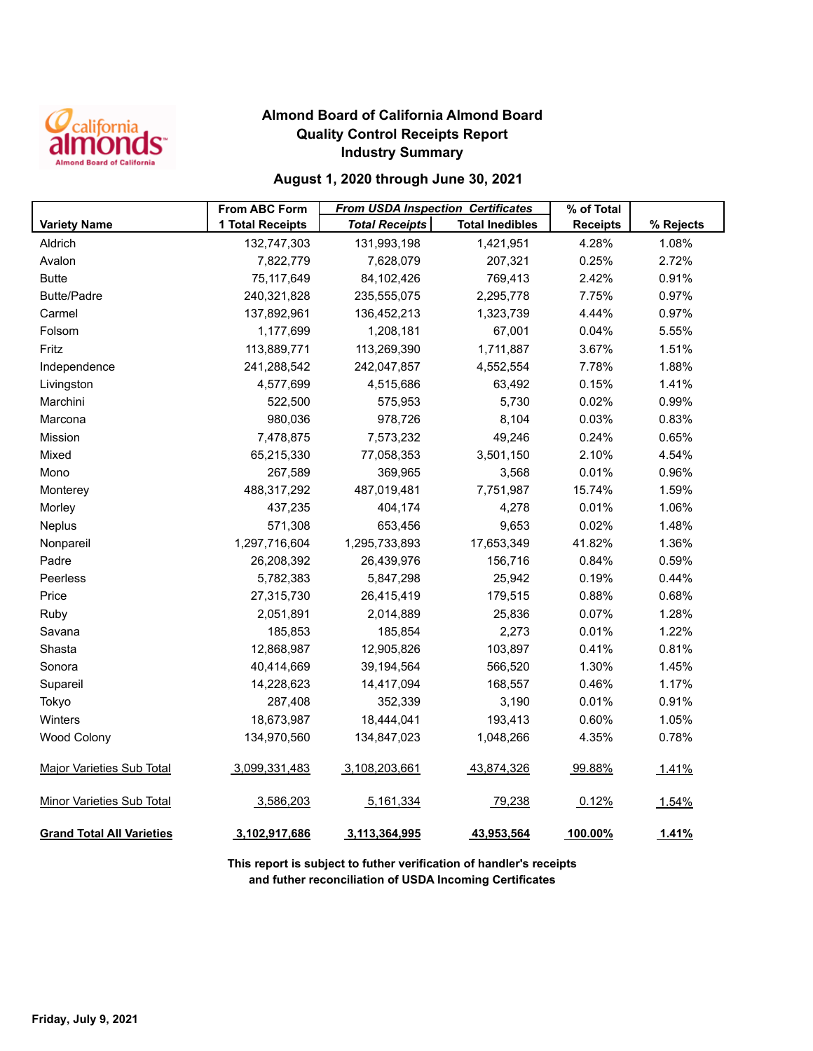# Almond Board of California Almond Board
## Quality Control Receipts Report
## Industry Summary

### August 1, 2020 through June 30, 2021

| Variety Name | From ABC Form 1 Total Receipts | *From USDA Inspection Certificates* | | % of Total Receipts | % Rejects |
|---|---|---|---|---|---|
| | | ***Total Receipts*** | **Total Inedibles** | | |
| Aldrich | 132,747,303 | 131,993,198 | 1,421,951 | 4.28% | 1.08% |
| Avalon | 7,822,779 | 7,628,079 | 207,321 | 0.25% | 2.72% |
| Butte | 75,117,649 | 84,102,426 | 769,413 | 2.42% | 0.91% |
| Butte/Padre | 240,321,828 | 235,555,075 | 2,295,778 | 7.75% | 0.97% |
| Carmel | 137,892,961 | 136,452,213 | 1,323,739 | 4.44% | 0.97% |
| Folsom | 1,177,699 | 1,208,181 | 67,001 | 0.04% | 5.55% |
| Fritz | 113,889,771 | 113,269,390 | 1,711,887 | 3.67% | 1.51% |
| Independence | 241,288,542 | 242,047,857 | 4,552,554 | 7.78% | 1.88% |
| Livingston | 4,577,699 | 4,515,686 | 63,492 | 0.15% | 1.41% |
| Marchini | 522,500 | 575,953 | 5,730 | 0.02% | 0.99% |
| Marcona | 980,036 | 978,726 | 8,104 | 0.03% | 0.83% |
| Mission | 7,478,875 | 7,573,232 | 49,246 | 0.24% | 0.65% |
| Mixed | 65,215,330 | 77,058,353 | 3,501,150 | 2.10% | 4.54% |
| Mono | 267,589 | 369,965 | 3,568 | 0.01% | 0.96% |
| Monterey | 488,317,292 | 487,019,481 | 7,751,987 | 15.74% | 1.59% |
| Morley | 437,235 | 404,174 | 4,278 | 0.01% | 1.06% |
| Neplus | 571,308 | 653,456 | 9,653 | 0.02% | 1.48% |
| Nonpareil | 1,297,716,604 | 1,295,733,893 | 17,653,349 | 41.82% | 1.36% |
| Padre | 26,208,392 | 26,439,976 | 156,716 | 0.84% | 0.59% |
| Peerless | 5,782,383 | 5,847,298 | 25,942 | 0.19% | 0.44% |
| Price | 27,315,730 | 26,415,419 | 179,515 | 0.88% | 0.68% |
| Ruby | 2,051,891 | 2,014,889 | 25,836 | 0.07% | 1.28% |
| Savana | 185,853 | 185,854 | 2,273 | 0.01% | 1.22% |
| Shasta | 12,868,987 | 12,905,826 | 103,897 | 0.41% | 0.81% |
| Sonora | 40,414,669 | 39,194,564 | 566,520 | 1.30% | 1.45% |
| Supareil | 14,228,623 | 14,417,094 | 168,557 | 0.46% | 1.17% |
| Tokyo | 287,408 | 352,339 | 3,190 | 0.01% | 0.91% |
| Winters | 18,673,987 | 18,444,041 | 193,413 | 0.60% | 1.05% |
| Wood Colony | 134,970,560 | 134,847,023 | 1,048,266 | 4.35% | 0.78% |
| Major Varieties Sub Total | 3,099,331,483 | 3,108,203,661 | 43,874,326 | 99.88% | 1.41% |
| Minor Varieties Sub Total | 3,586,203 | 5,161,334 | 79,238 | 0.12% | 1.54% |
| **Grand Total All Varieties** | **3,102,917,686** | **3,113,364,995** | **43,953,564** | **100.00%** | **1.41%** |

**This report is subject to futher verification of handler's receipts and futher reconciliation of USDA Incoming Certificates**

**Friday, July 9, 2021**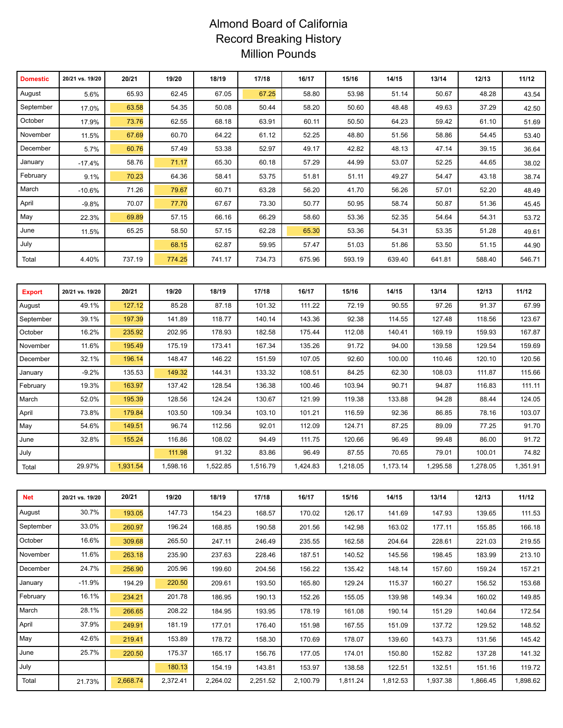# Almond Board of California
# Record Breaking History
# Million Pounds

| Domestic | 20/21 vs. 19/20 | 20/21 | 19/20 | 18/19 | 17/18 | 16/17 | 15/16 | 14/15 | 13/14 | 12/13 | 11/12 |
|---|---|---|---|---|---|---|---|---|---|---|---|
| August | 5.6% | 65.93 | 62.45 | 67.05 | 67.25 | 58.80 | 53.98 | 51.14 | 50.67 | 48.28 | 43.54 |
| September | 17.0% | 63.58 | 54.35 | 50.08 | 50.44 | 58.20 | 50.60 | 48.48 | 49.63 | 37.29 | 42.50 |
| October | 17.9% | 73.76 | 62.55 | 68.18 | 63.91 | 60.11 | 50.50 | 64.23 | 59.42 | 61.10 | 51.69 |
| November | 11.5% | 67.69 | 60.70 | 64.22 | 61.12 | 52.25 | 48.80 | 51.56 | 58.86 | 54.45 | 53.40 |
| December | 5.7% | 60.76 | 57.49 | 53.38 | 52.97 | 49.17 | 42.82 | 48.13 | 47.14 | 39.15 | 36.64 |
| January | -17.4% | 58.76 | 71.17 | 65.30 | 60.18 | 57.29 | 44.99 | 53.07 | 52.25 | 44.65 | 38.02 |
| February | 9.1% | 70.23 | 64.36 | 58.41 | 53.75 | 51.81 | 51.11 | 49.27 | 54.47 | 43.18 | 38.74 |
| March | -10.6% | 71.26 | 79.67 | 60.71 | 63.28 | 56.20 | 41.70 | 56.26 | 57.01 | 52.20 | 48.49 |
| April | -9.8% | 70.07 | 77.70 | 67.67 | 73.30 | 50.77 | 50.95 | 58.74 | 50.87 | 51.36 | 45.45 |
| May | 22.3% | 69.89 | 57.15 | 66.16 | 66.29 | 58.60 | 53.36 | 52.35 | 54.64 | 54.31 | 53.72 |
| June | 11.5% | 65.25 | 58.50 | 57.15 | 62.28 | 65.30 | 53.36 | 54.31 | 53.35 | 51.28 | 49.61 |
| July | | | 68.15 | 62.87 | 59.95 | 57.47 | 51.03 | 51.86 | 53.50 | 51.15 | 44.90 |
| Total | 4.40% | 737.19 | 774.25 | 741.17 | 734.73 | 675.96 | 593.19 | 639.40 | 641.81 | 588.40 | 546.71 |

| Export | 20/21 vs. 19/20 | 20/21 | 19/20 | 18/19 | 17/18 | 16/17 | 15/16 | 14/15 | 13/14 | 12/13 | 11/12 |
|---|---|---|---|---|---|---|---|---|---|---|---|
| August | 49.1% | 127.12 | 85.28 | 87.18 | 101.32 | 111.22 | 72.19 | 90.55 | 97.26 | 91.37 | 67.99 |
| September | 39.1% | 197.39 | 141.89 | 118.77 | 140.14 | 143.36 | 92.38 | 114.55 | 127.48 | 118.56 | 123.67 |
| October | 16.2% | 235.92 | 202.95 | 178.93 | 182.58 | 175.44 | 112.08 | 140.41 | 169.19 | 159.93 | 167.87 |
| November | 11.6% | 195.49 | 175.19 | 173.41 | 167.34 | 135.26 | 91.72 | 94.00 | 139.58 | 129.54 | 159.69 |
| December | 32.1% | 196.14 | 148.47 | 146.22 | 151.59 | 107.05 | 92.60 | 100.00 | 110.46 | 120.10 | 120.56 |
| January | -9.2% | 135.53 | 149.32 | 144.31 | 133.32 | 108.51 | 84.25 | 62.30 | 108.03 | 111.87 | 115.66 |
| February | 19.3% | 163.97 | 137.42 | 128.54 | 136.38 | 100.46 | 103.94 | 90.71 | 94.87 | 116.83 | 111.11 |
| March | 52.0% | 195.39 | 128.56 | 124.24 | 130.67 | 121.99 | 119.38 | 133.88 | 94.28 | 88.44 | 124.05 |
| April | 73.8% | 179.84 | 103.50 | 109.34 | 103.10 | 101.21 | 116.59 | 92.36 | 86.85 | 78.16 | 103.07 |
| May | 54.6% | 149.51 | 96.74 | 112.56 | 92.01 | 112.09 | 124.71 | 87.25 | 89.09 | 77.25 | 91.70 |
| June | 32.8% | 155.24 | 116.86 | 108.02 | 94.49 | 111.75 | 120.66 | 96.49 | 99.48 | 86.00 | 91.72 |
| July | | | 111.98 | 91.32 | 83.86 | 96.49 | 87.55 | 70.65 | 79.01 | 100.01 | 74.82 |
| Total | 29.97% | 1,931.54 | 1,598.16 | 1,522.85 | 1,516.79 | 1,424.83 | 1,218.05 | 1,173.14 | 1,295.58 | 1,278.05 | 1,351.91 |

| Net | 20/21 vs. 19/20 | 20/21 | 19/20 | 18/19 | 17/18 | 16/17 | 15/16 | 14/15 | 13/14 | 12/13 | 11/12 |
|---|---|---|---|---|---|---|---|---|---|---|---|
| August | 30.7% | 193.05 | 147.73 | 154.23 | 168.57 | 170.02 | 126.17 | 141.69 | 147.93 | 139.65 | 111.53 |
| September | 33.0% | 260.97 | 196.24 | 168.85 | 190.58 | 201.56 | 142.98 | 163.02 | 177.11 | 155.85 | 166.18 |
| October | 16.6% | 309.68 | 265.50 | 247.11 | 246.49 | 235.55 | 162.58 | 204.64 | 228.61 | 221.03 | 219.55 |
| November | 11.6% | 263.18 | 235.90 | 237.63 | 228.46 | 187.51 | 140.52 | 145.56 | 198.45 | 183.99 | 213.10 |
| December | 24.7% | 256.90 | 205.96 | 199.60 | 204.56 | 156.22 | 135.42 | 148.14 | 157.60 | 159.24 | 157.21 |
| January | -11.9% | 194.29 | 220.50 | 209.61 | 193.50 | 165.80 | 129.24 | 115.37 | 160.27 | 156.52 | 153.68 |
| February | 16.1% | 234.21 | 201.78 | 186.95 | 190.13 | 152.26 | 155.05 | 139.98 | 149.34 | 160.02 | 149.85 |
| March | 28.1% | 266.65 | 208.22 | 184.95 | 193.95 | 178.19 | 161.08 | 190.14 | 151.29 | 140.64 | 172.54 |
| April | 37.9% | 249.91 | 181.19 | 177.01 | 176.40 | 151.98 | 167.55 | 151.09 | 137.72 | 129.52 | 148.52 |
| May | 42.6% | 219.41 | 153.89 | 178.72 | 158.30 | 170.69 | 178.07 | 139.60 | 143.73 | 131.56 | 145.42 |
| June | 25.7% | 220.50 | 175.37 | 165.17 | 156.76 | 177.05 | 174.01 | 150.80 | 152.82 | 137.28 | 141.32 |
| July | | | 180.13 | 154.19 | 143.81 | 153.97 | 138.58 | 122.51 | 132.51 | 151.16 | 119.72 |
| Total | 21.73% | 2,668.74 | 2,372.41 | 2,264.02 | 2,251.52 | 2,100.79 | 1,811.24 | 1,812.53 | 1,937.38 | 1,866.45 | 1,898.62 |